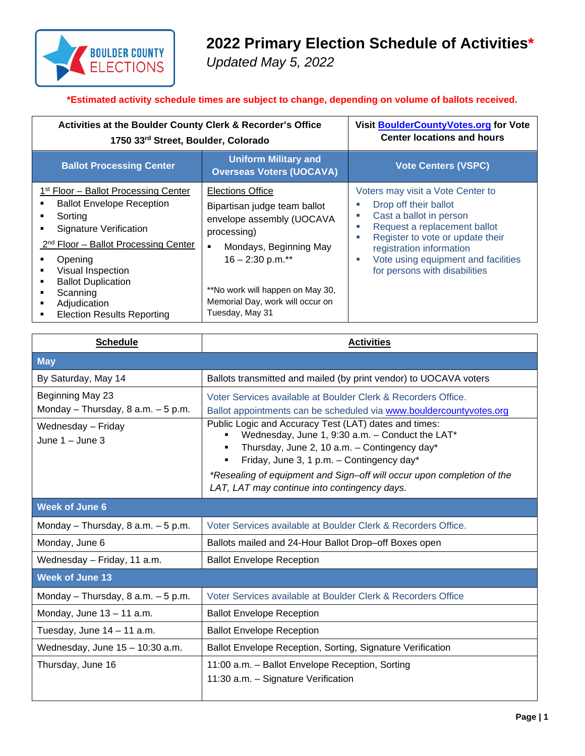# 2022 Primary Election Schedule of Activities*

*Updated May 5, 2022*

**\*Estimated activity schedule times are subject to change, depending on volume of ballots received.**

| Activities at the Boulder County Clerk & Recorder's Office 1750 33rd Street, Boulder, Colorado | | Visit BoulderCountyVotes.org for Vote Center locations and hours |
|---|---|---|
| **Ballot Processing Center** | **Uniform Military and Overseas Voters (UOCAVA)** | **Vote Centers (VSPC)** |
| 1st Floor – Ballot Processing Center<br>▪ Ballot Envelope Reception<br>▪ Sorting<br>▪ Signature Verification<br>2nd Floor – Ballot Processing Center<br>▪ Opening<br>▪ Visual Inspection<br>▪ Ballot Duplication<br>▪ Scanning<br>▪ Adjudication<br>▪ Election Results Reporting | Elections Office<br>Bipartisan judge team ballot envelope assembly (UOCAVA processing)<br>▪ Mondays, Beginning May 16 – 2:30 p.m.**<br>**No work will happen on May 30, Memorial Day, work will occur on Tuesday, May 31 | Voters may visit a Vote Center to<br>▪ Drop off their ballot<br>▪ Cast a ballot in person<br>▪ Request a replacement ballot<br>▪ Register to vote or update their registration information<br>▪ Vote using equipment and facilities for persons with disabilities |

| Schedule | Activities |
|---|---|
| **May** | |
| By Saturday, May 14 | Ballots transmitted and mailed (by print vendor) to UOCAVA voters |
| Beginning May 23<br>Monday – Thursday, 8 a.m. – 5 p.m. | Voter Services available at Boulder Clerk & Recorders Office.<br>Ballot appointments can be scheduled via www.bouldercountyvotes.org |
| Wednesday – Friday<br>June 1 – June 3 | Public Logic and Accuracy Test (LAT) dates and times:<br>▪ Wednesday, June 1, 9:30 a.m. – Conduct the LAT*<br>▪ Thursday, June 2, 10 a.m. – Contingency day*<br>▪ Friday, June 3, 1 p.m. – Contingency day*<br>*\*Resealing of equipment and Sign–off will occur upon completion of the LAT, LAT may continue into contingency days.* |
| **Week of June 6** | |
| Monday – Thursday, 8 a.m. – 5 p.m. | Voter Services available at Boulder Clerk & Recorders Office. |
| Monday, June 6 | Ballots mailed and 24-Hour Ballot Drop–off Boxes open |
| Wednesday – Friday, 11 a.m. | Ballot Envelope Reception |
| **Week of June 13** | |
| Monday – Thursday, 8 a.m. – 5 p.m. | Voter Services available at Boulder Clerk & Recorders Office |
| Monday, June 13 – 11 a.m. | Ballot Envelope Reception |
| Tuesday, June 14 – 11 a.m. | Ballot Envelope Reception |
| Wednesday, June 15 – 10:30 a.m. | Ballot Envelope Reception, Sorting, Signature Verification |
| Thursday, June 16 | 11:00 a.m. – Ballot Envelope Reception, Sorting<br>11:30 a.m. – Signature Verification |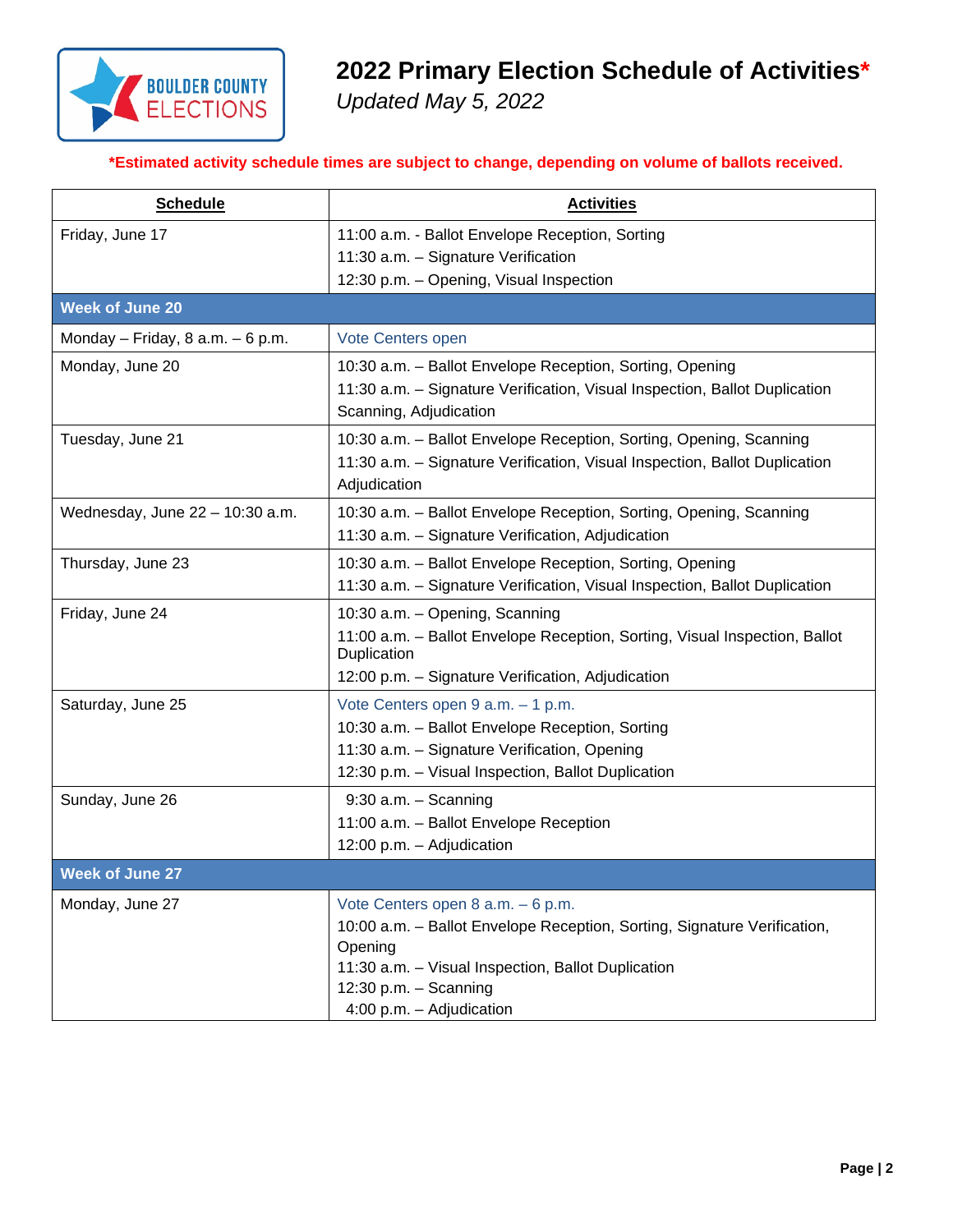# 2022 Primary Election Schedule of Activities*

*Updated May 5, 2022*

**\*Estimated activity schedule times are subject to change, depending on volume of ballots received.**

| Schedule | Activities |
|---|---|
| Friday, June 17 | 11:00 a.m. - Ballot Envelope Reception, Sorting<br>11:30 a.m. – Signature Verification<br>12:30 p.m. – Opening, Visual Inspection |
| **Week of June 20** | |
| Monday – Friday, 8 a.m. – 6 p.m. | Vote Centers open |
| Monday, June 20 | 10:30 a.m. – Ballot Envelope Reception, Sorting, Opening<br>11:30 a.m. – Signature Verification, Visual Inspection, Ballot Duplication Scanning, Adjudication |
| Tuesday, June 21 | 10:30 a.m. – Ballot Envelope Reception, Sorting, Opening, Scanning<br>11:30 a.m. – Signature Verification, Visual Inspection, Ballot Duplication Adjudication |
| Wednesday, June 22 – 10:30 a.m. | 10:30 a.m. – Ballot Envelope Reception, Sorting, Opening, Scanning<br>11:30 a.m. – Signature Verification, Adjudication |
| Thursday, June 23 | 10:30 a.m. – Ballot Envelope Reception, Sorting, Opening<br>11:30 a.m. – Signature Verification, Visual Inspection, Ballot Duplication |
| Friday, June 24 | 10:30 a.m. – Opening, Scanning<br>11:00 a.m. – Ballot Envelope Reception, Sorting, Visual Inspection, Ballot Duplication<br>12:00 p.m. – Signature Verification, Adjudication |
| Saturday, June 25 | Vote Centers open 9 a.m. – 1 p.m.<br>10:30 a.m. – Ballot Envelope Reception, Sorting<br>11:30 a.m. – Signature Verification, Opening<br>12:30 p.m. – Visual Inspection, Ballot Duplication |
| Sunday, June 26 | 9:30 a.m. – Scanning<br>11:00 a.m. – Ballot Envelope Reception<br>12:00 p.m. – Adjudication |
| **Week of June 27** | |
| Monday, June 27 | Vote Centers open 8 a.m. – 6 p.m.<br>10:00 a.m. – Ballot Envelope Reception, Sorting, Signature Verification, Opening<br>11:30 a.m. – Visual Inspection, Ballot Duplication<br>12:30 p.m. – Scanning<br>4:00 p.m. – Adjudication |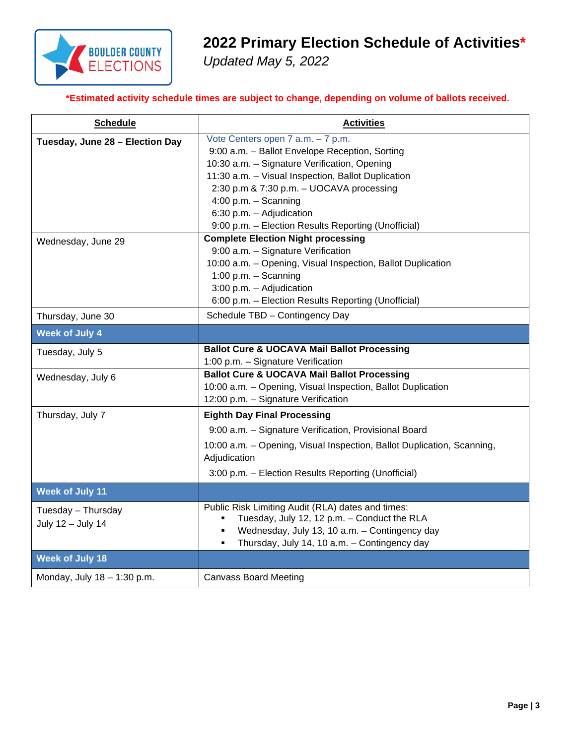# 2022 Primary Election Schedule of Activities*

*Updated May 5, 2022*

**\*Estimated activity schedule times are subject to change, depending on volume of ballots received.**

| Schedule | Activities |
|---|---|
| **Tuesday, June 28 – Election Day** | Vote Centers open 7 a.m. – 7 p.m.<br>9:00 a.m. – Ballot Envelope Reception, Sorting<br>10:30 a.m. – Signature Verification, Opening<br>11:30 a.m. – Visual Inspection, Ballot Duplication<br>2:30 p.m & 7:30 p.m. – UOCAVA processing<br>4:00 p.m. – Scanning<br>6:30 p.m. – Adjudication<br>9:00 p.m. – Election Results Reporting (Unofficial) |
| Wednesday, June 29 | **Complete Election Night processing**<br>9:00 a.m. – Signature Verification<br>10:00 a.m. – Opening, Visual Inspection, Ballot Duplication<br>1:00 p.m. – Scanning<br>3:00 p.m. – Adjudication<br>6:00 p.m. – Election Results Reporting (Unofficial) |
| Thursday, June 30 | Schedule TBD – Contingency Day |
| **Week of July 4** | |
| Tuesday, July 5 | **Ballot Cure & UOCAVA Mail Ballot Processing**<br>1:00 p.m. – Signature Verification |
| Wednesday, July 6 | **Ballot Cure & UOCAVA Mail Ballot Processing**<br>10:00 a.m. – Opening, Visual Inspection, Ballot Duplication<br>12:00 p.m. – Signature Verification |
| Thursday, July 7 | **Eighth Day Final Processing**<br>9:00 a.m. – Signature Verification, Provisional Board<br>10:00 a.m. – Opening, Visual Inspection, Ballot Duplication, Scanning, Adjudication<br>3:00 p.m. – Election Results Reporting (Unofficial) |
| **Week of July 11** | |
| Tuesday – Thursday<br>July 12 – July 14 | Public Risk Limiting Audit (RLA) dates and times:<br>▪ Tuesday, July 12, 12 p.m. – Conduct the RLA<br>▪ Wednesday, July 13, 10 a.m. – Contingency day<br>▪ Thursday, July 14, 10 a.m. – Contingency day |
| **Week of July 18** | |
| Monday, July 18 – 1:30 p.m. | Canvass Board Meeting |